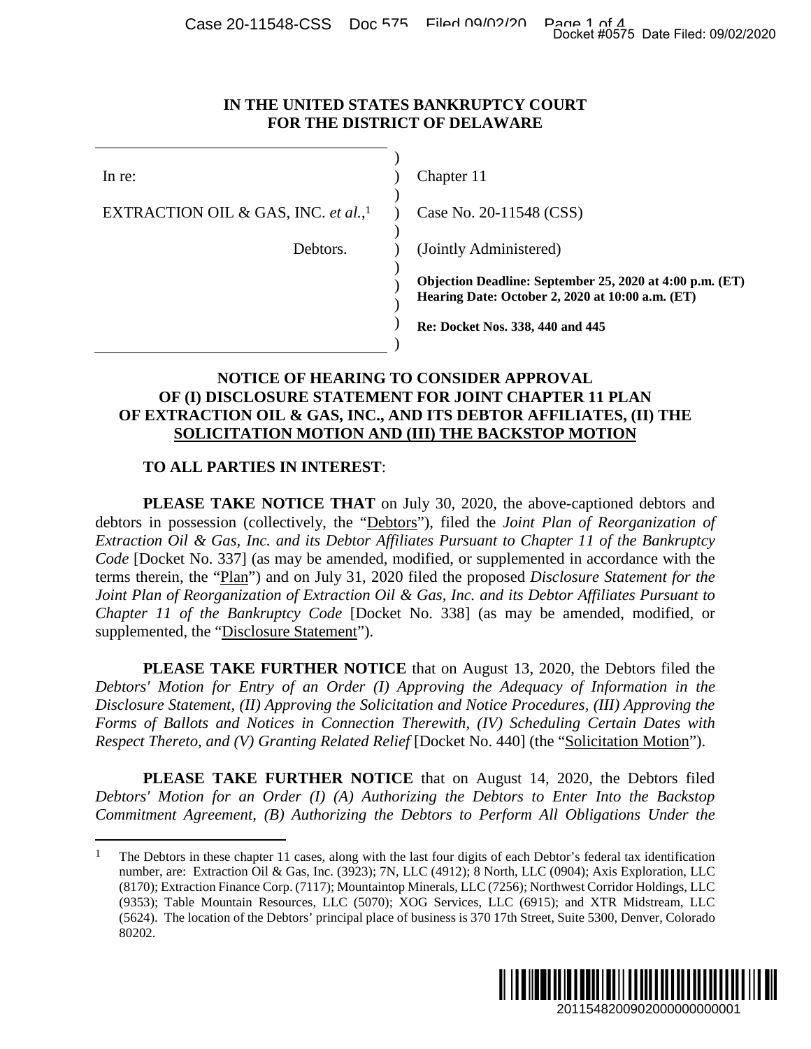**IN THE UNITED STATES BANKRUPTCY COURT**
**FOR THE DISTRICT OF DELAWARE**

| | | |
|---|---|---|
| In re: | ) | Chapter 11 |
| EXTRACTION OIL & GAS, INC. *et al.*,[1] | ) | Case No. 20-11548 (CSS) |
| Debtors. | ) | (Jointly Administered) |
| | ) | **Objection Deadline: September 25, 2020 at 4:00 p.m. (ET)** **Hearing Date: October 2, 2020 at 10:00 a.m. (ET)** |
| | ) | **Re: Docket Nos. 338, 440 and 445** |

**NOTICE OF HEARING TO CONSIDER APPROVAL OF (I) DISCLOSURE STATEMENT FOR JOINT CHAPTER 11 PLAN OF EXTRACTION OIL & GAS, INC., AND ITS DEBTOR AFFILIATES, (II) THE SOLICITATION MOTION AND (III) THE BACKSTOP MOTION**

**TO ALL PARTIES IN INTEREST**:

**PLEASE TAKE NOTICE THAT** on July 30, 2020, the above-captioned debtors and debtors in possession (collectively, the "Debtors"), filed the *Joint Plan of Reorganization of Extraction Oil & Gas, Inc. and its Debtor Affiliates Pursuant to Chapter 11 of the Bankruptcy Code* [Docket No. 337] (as may be amended, modified, or supplemented in accordance with the terms therein, the "Plan") and on July 31, 2020 filed the proposed *Disclosure Statement for the Joint Plan of Reorganization of Extraction Oil & Gas, Inc. and its Debtor Affiliates Pursuant to Chapter 11 of the Bankruptcy Code* [Docket No. 338] (as may be amended, modified, or supplemented, the "Disclosure Statement").

**PLEASE TAKE FURTHER NOTICE** that on August 13, 2020, the Debtors filed the *Debtors' Motion for Entry of an Order (I) Approving the Adequacy of Information in the Disclosure Statement, (II) Approving the Solicitation and Notice Procedures, (III) Approving the Forms of Ballots and Notices in Connection Therewith, (IV) Scheduling Certain Dates with Respect Thereto, and (V) Granting Related Relief* [Docket No. 440] (the "Solicitation Motion").

**PLEASE TAKE FURTHER NOTICE** that on August 14, 2020, the Debtors filed *Debtors' Motion for an Order (I) (A) Authorizing the Debtors to Enter Into the Backstop Commitment Agreement, (B) Authorizing the Debtors to Perform All Obligations Under the*

[1] The Debtors in these chapter 11 cases, along with the last four digits of each Debtor's federal tax identification number, are: Extraction Oil & Gas, Inc. (3923); 7N, LLC (4912); 8 North, LLC (0904); Axis Exploration, LLC (8170); Extraction Finance Corp. (7117); Mountaintop Minerals, LLC (7256); Northwest Corridor Holdings, LLC (9353); Table Mountain Resources, LLC (5070); XOG Services, LLC (6915); and XTR Midstream, LLC (5624). The location of the Debtors' principal place of business is 370 17th Street, Suite 5300, Denver, Colorado 80202.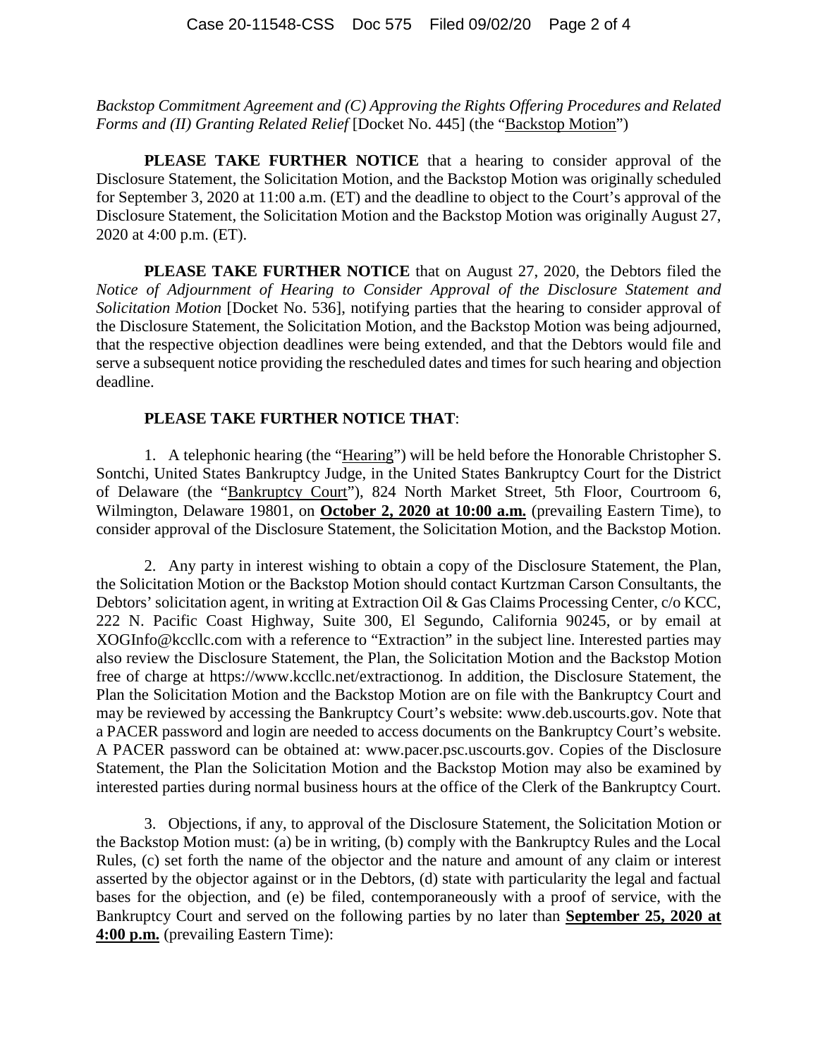*Backstop Commitment Agreement and (C) Approving the Rights Offering Procedures and Related Forms and (II) Granting Related Relief* [Docket No. 445] (the "Backstop Motion")

**PLEASE TAKE FURTHER NOTICE** that a hearing to consider approval of the Disclosure Statement, the Solicitation Motion, and the Backstop Motion was originally scheduled for September 3, 2020 at 11:00 a.m. (ET) and the deadline to object to the Court's approval of the Disclosure Statement, the Solicitation Motion and the Backstop Motion was originally August 27, 2020 at 4:00 p.m. (ET).

**PLEASE TAKE FURTHER NOTICE** that on August 27, 2020, the Debtors filed the *Notice of Adjournment of Hearing to Consider Approval of the Disclosure Statement and Solicitation Motion* [Docket No. 536], notifying parties that the hearing to consider approval of the Disclosure Statement, the Solicitation Motion, and the Backstop Motion was being adjourned, that the respective objection deadlines were being extended, and that the Debtors would file and serve a subsequent notice providing the rescheduled dates and times for such hearing and objection deadline.

**PLEASE TAKE FURTHER NOTICE THAT**:

1. A telephonic hearing (the "Hearing") will be held before the Honorable Christopher S. Sontchi, United States Bankruptcy Judge, in the United States Bankruptcy Court for the District of Delaware (the "Bankruptcy Court"), 824 North Market Street, 5th Floor, Courtroom 6, Wilmington, Delaware 19801, on **October 2, 2020 at 10:00 a.m.** (prevailing Eastern Time), to consider approval of the Disclosure Statement, the Solicitation Motion, and the Backstop Motion.

2. Any party in interest wishing to obtain a copy of the Disclosure Statement, the Plan, the Solicitation Motion or the Backstop Motion should contact Kurtzman Carson Consultants, the Debtors' solicitation agent, in writing at Extraction Oil & Gas Claims Processing Center, c/o KCC, 222 N. Pacific Coast Highway, Suite 300, El Segundo, California 90245, or by email at XOGInfo@kccllc.com with a reference to "Extraction" in the subject line. Interested parties may also review the Disclosure Statement, the Plan, the Solicitation Motion and the Backstop Motion free of charge at https://www.kccllc.net/extractionog. In addition, the Disclosure Statement, the Plan the Solicitation Motion and the Backstop Motion are on file with the Bankruptcy Court and may be reviewed by accessing the Bankruptcy Court's website: www.deb.uscourts.gov. Note that a PACER password and login are needed to access documents on the Bankruptcy Court's website. A PACER password can be obtained at: www.pacer.psc.uscourts.gov. Copies of the Disclosure Statement, the Plan the Solicitation Motion and the Backstop Motion may also be examined by interested parties during normal business hours at the office of the Clerk of the Bankruptcy Court.

3. Objections, if any, to approval of the Disclosure Statement, the Solicitation Motion or the Backstop Motion must: (a) be in writing, (b) comply with the Bankruptcy Rules and the Local Rules, (c) set forth the name of the objector and the nature and amount of any claim or interest asserted by the objector against or in the Debtors, (d) state with particularity the legal and factual bases for the objection, and (e) be filed, contemporaneously with a proof of service, with the Bankruptcy Court and served on the following parties by no later than **September 25, 2020 at 4:00 p.m.** (prevailing Eastern Time):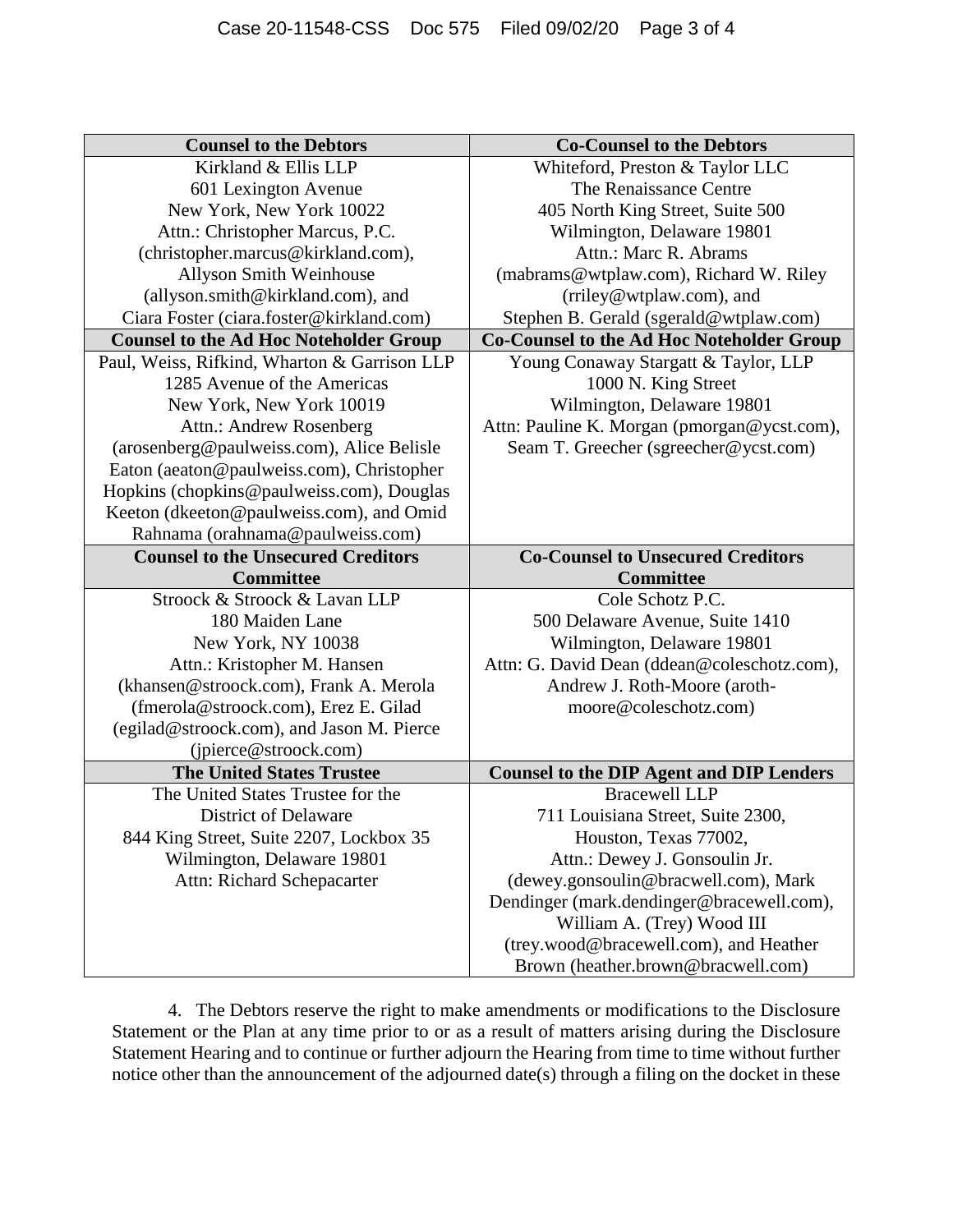| Counsel to the Debtors | Co-Counsel to the Debtors |
|---|---|
| Kirkland & Ellis LLP<br>601 Lexington Avenue<br>New York, New York 10022<br>Attn.: Christopher Marcus, P.C.<br>(christopher.marcus@kirkland.com),<br>Allyson Smith Weinhouse<br>(allyson.smith@kirkland.com), and<br>Ciara Foster (ciara.foster@kirkland.com) | Whiteford, Preston & Taylor LLC<br>The Renaissance Centre<br>405 North King Street, Suite 500<br>Wilmington, Delaware 19801<br>Attn.: Marc R. Abrams<br>(mabrams@wtplaw.com), Richard W. Riley<br>(rriley@wtplaw.com), and<br>Stephen B. Gerald (sgerald@wtplaw.com) |
| **Counsel to the Ad Hoc Noteholder Group** | **Co-Counsel to the Ad Hoc Noteholder Group** |
| Paul, Weiss, Rifkind, Wharton & Garrison LLP<br>1285 Avenue of the Americas<br>New York, New York 10019<br>Attn.: Andrew Rosenberg<br>(arosenberg@paulweiss.com), Alice Belisle<br>Eaton (aeaton@paulweiss.com), Christopher<br>Hopkins (chopkins@paulweiss.com), Douglas<br>Keeton (dkeeton@paulweiss.com), and Omid<br>Rahnama (orahnama@paulweiss.com) | Young Conaway Stargatt & Taylor, LLP<br>1000 N. King Street<br>Wilmington, Delaware 19801<br>Attn: Pauline K. Morgan (pmorgan@ycst.com),<br>Seam T. Greecher (sgreecher@ycst.com) |
| **Counsel to the Unsecured Creditors Committee** | **Co-Counsel to Unsecured Creditors Committee** |
| Stroock & Stroock & Lavan LLP<br>180 Maiden Lane<br>New York, NY 10038<br>Attn.: Kristopher M. Hansen<br>(khansen@stroock.com), Frank A. Merola<br>(fmerola@stroock.com), Erez E. Gilad<br>(egilad@stroock.com), and Jason M. Pierce<br>(jpierce@stroock.com) | Cole Schotz P.C.<br>500 Delaware Avenue, Suite 1410<br>Wilmington, Delaware 19801<br>Attn: G. David Dean (ddean@coleschotz.com),<br>Andrew J. Roth-Moore (aroth-<br>moore@coleschotz.com) |
| **The United States Trustee** | **Counsel to the DIP Agent and DIP Lenders** |
| The United States Trustee for the<br>District of Delaware<br>844 King Street, Suite 2207, Lockbox 35<br>Wilmington, Delaware 19801<br>Attn: Richard Schepacarter | Bracewell LLP<br>711 Louisiana Street, Suite 2300,<br>Houston, Texas 77002,<br>Attn.: Dewey J. Gonsoulin Jr.<br>(dewey.gonsoulin@bracwell.com), Mark<br>Dendinger (mark.dendinger@bracewell.com),<br>William A. (Trey) Wood III<br>(trey.wood@bracewell.com), and Heather<br>Brown (heather.brown@bracwell.com) |

4. The Debtors reserve the right to make amendments or modifications to the Disclosure Statement or the Plan at any time prior to or as a result of matters arising during the Disclosure Statement Hearing and to continue or further adjourn the Hearing from time to time without further notice other than the announcement of the adjourned date(s) through a filing on the docket in these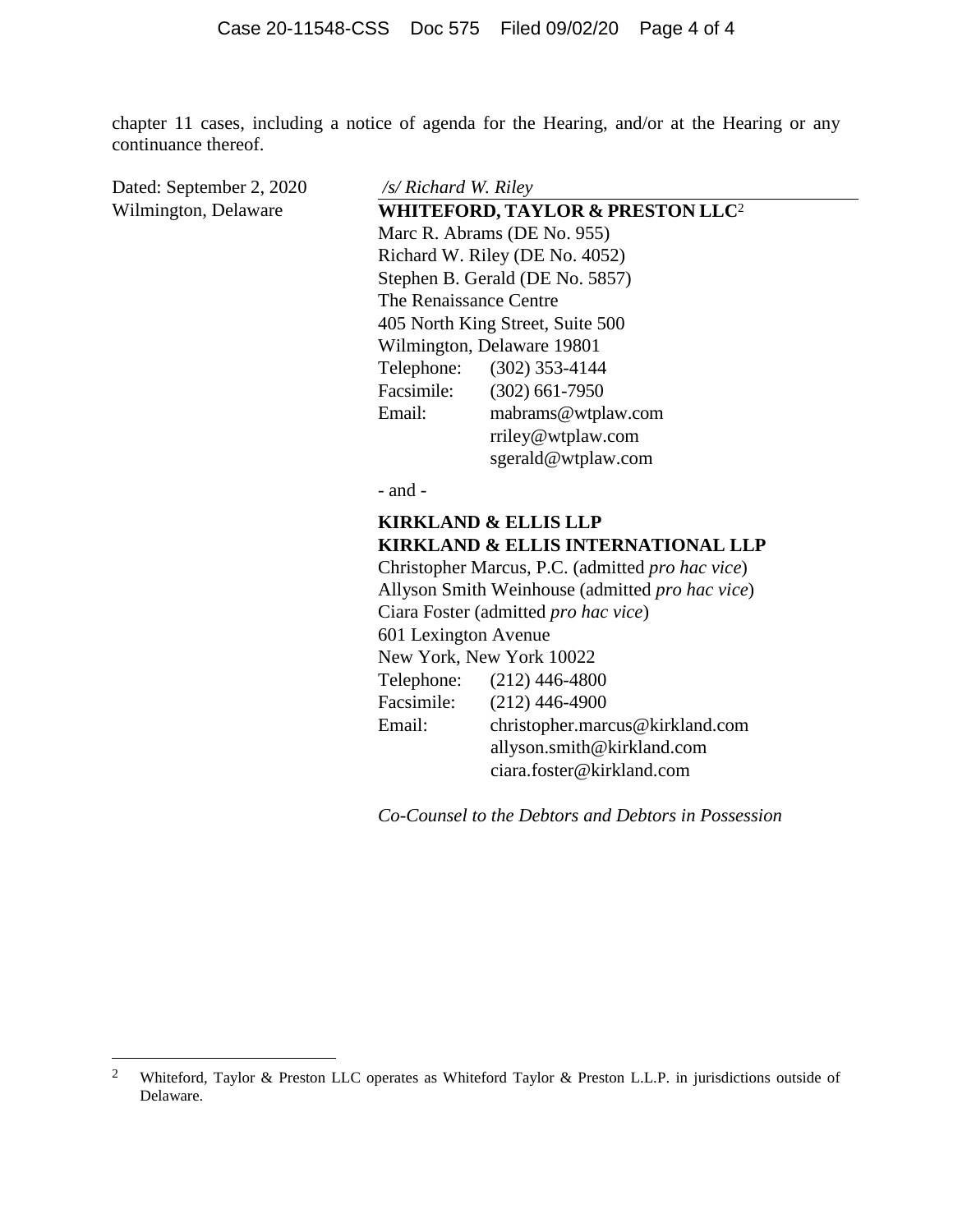chapter 11 cases, including a notice of agenda for the Hearing, and/or at the Hearing or any continuance thereof.

Dated: September 2, 2020
Wilmington, Delaware

*/s/ Richard W. Riley*

**WHITEFORD, TAYLOR & PRESTON LLC**[2]
Marc R. Abrams (DE No. 955)
Richard W. Riley (DE No. 4052)
Stephen B. Gerald (DE No. 5857)
The Renaissance Centre
405 North King Street, Suite 500
Wilmington, Delaware 19801
Telephone: (302) 353-4144
Facsimile: (302) 661-7950
Email: mabrams@wtplaw.com
rriley@wtplaw.com
sgerald@wtplaw.com

- and -

**KIRKLAND & ELLIS LLP**
**KIRKLAND & ELLIS INTERNATIONAL LLP**
Christopher Marcus, P.C. (admitted *pro hac vice*)
Allyson Smith Weinhouse (admitted *pro hac vice*)
Ciara Foster (admitted *pro hac vice*)
601 Lexington Avenue
New York, New York 10022
Telephone: (212) 446-4800
Facsimile: (212) 446-4900
Email: christopher.marcus@kirkland.com
allyson.smith@kirkland.com
ciara.foster@kirkland.com

*Co-Counsel to the Debtors and Debtors in Possession*

---

[2] Whiteford, Taylor & Preston LLC operates as Whiteford Taylor & Preston L.L.P. in jurisdictions outside of Delaware.